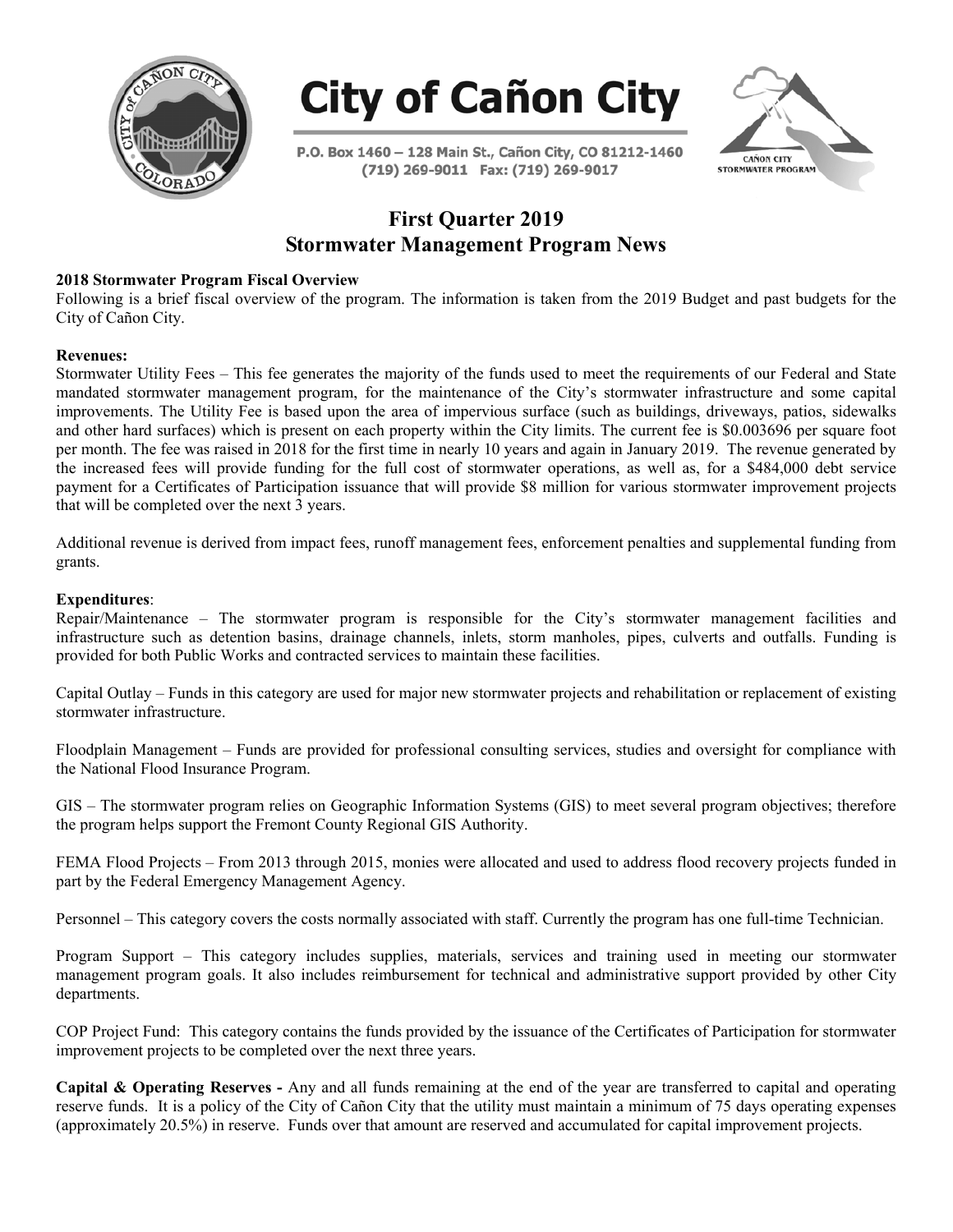# City of Cañon City

P.O. Box 1460 – 128 Main St., Cañon City, CO 81212-1460
(719) 269-9011 Fax: (719) 269-9017

## First Quarter 2019
## Stormwater Management Program News

**2018 Stormwater Program Fiscal Overview**
Following is a brief fiscal overview of the program. The information is taken from the 2019 Budget and past budgets for the City of Cañon City.

**Revenues:**
Stormwater Utility Fees – This fee generates the majority of the funds used to meet the requirements of our Federal and State mandated stormwater management program, for the maintenance of the City's stormwater infrastructure and some capital improvements. The Utility Fee is based upon the area of impervious surface (such as buildings, driveways, patios, sidewalks and other hard surfaces) which is present on each property within the City limits. The current fee is $0.003696 per square foot per month. The fee was raised in 2018 for the first time in nearly 10 years and again in January 2019. The revenue generated by the increased fees will provide funding for the full cost of stormwater operations, as well as, for a $484,000 debt service payment for a Certificates of Participation issuance that will provide $8 million for various stormwater improvement projects that will be completed over the next 3 years.

Additional revenue is derived from impact fees, runoff management fees, enforcement penalties and supplemental funding from grants.

**Expenditures**:
Repair/Maintenance – The stormwater program is responsible for the City's stormwater management facilities and infrastructure such as detention basins, drainage channels, inlets, storm manholes, pipes, culverts and outfalls. Funding is provided for both Public Works and contracted services to maintain these facilities.

Capital Outlay – Funds in this category are used for major new stormwater projects and rehabilitation or replacement of existing stormwater infrastructure.

Floodplain Management – Funds are provided for professional consulting services, studies and oversight for compliance with the National Flood Insurance Program.

GIS – The stormwater program relies on Geographic Information Systems (GIS) to meet several program objectives; therefore the program helps support the Fremont County Regional GIS Authority.

FEMA Flood Projects – From 2013 through 2015, monies were allocated and used to address flood recovery projects funded in part by the Federal Emergency Management Agency.

Personnel – This category covers the costs normally associated with staff. Currently the program has one full-time Technician.

Program Support – This category includes supplies, materials, services and training used in meeting our stormwater management program goals. It also includes reimbursement for technical and administrative support provided by other City departments.

COP Project Fund: This category contains the funds provided by the issuance of the Certificates of Participation for stormwater improvement projects to be completed over the next three years.

**Capital & Operating Reserves -** Any and all funds remaining at the end of the year are transferred to capital and operating reserve funds. It is a policy of the City of Cañon City that the utility must maintain a minimum of 75 days operating expenses (approximately 20.5%) in reserve. Funds over that amount are reserved and accumulated for capital improvement projects.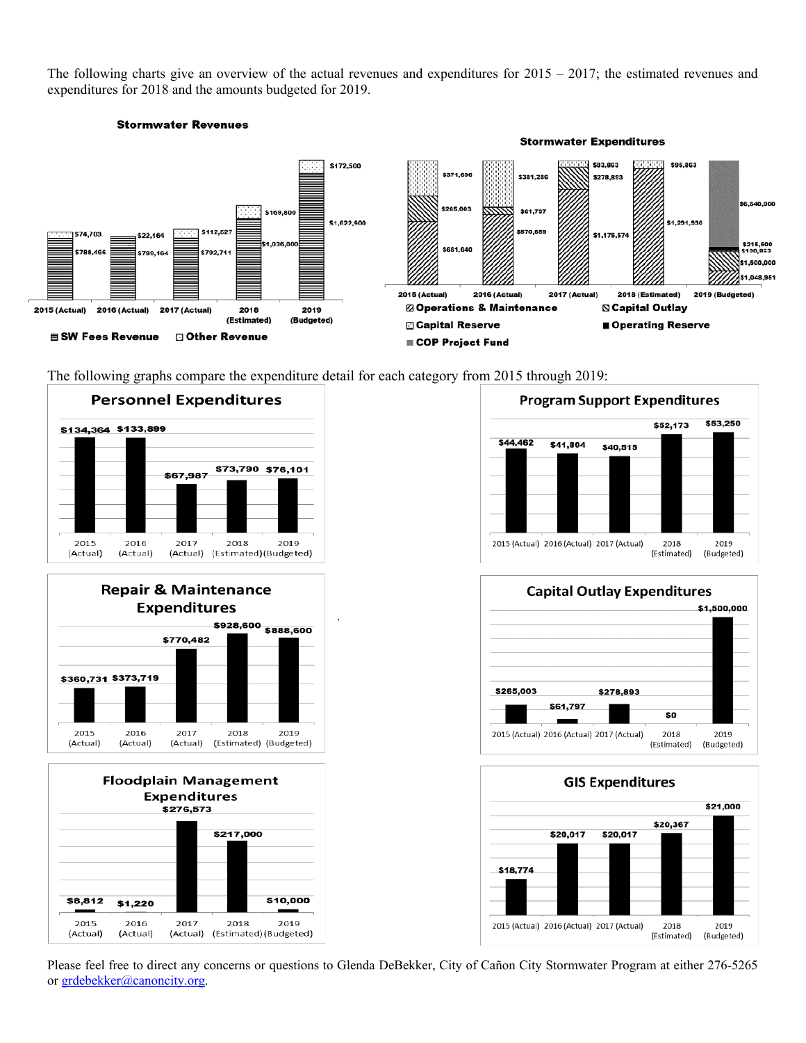The following charts give an overview of the actual revenues and expenditures for 2015 – 2017; the estimated revenues and expenditures for 2018 and the amounts budgeted for 2019.

**Stormwater Revenues**

$74,703
$788,466
$22,164
$799,164
$112,627
$792,711
$169,800
$1,036,000
$172,500
$1,622,900

2015 (Actual) 2016 (Actual) 2017 (Actual) 2018 (Estimated) 2019 (Budgeted)

SW Fees Revenue
Other Revenue

**Stormwater Expenditures**

$371,696
$265,003
$661,640
$381,286
$61,797
$570,659
$93,863
$278,893
$1,175,574
$95,863
$1,291,930
$6,640,000
$215,500
$100,863
$1,500,000
$1,048,951

2015 (Actual) 2016 (Actual) 2017 (Actual) 2018 (Estimated) 2019 (Budgeted)

Operations & Maintenance
Capital Outlay
Capital Reserve
Operating Reserve
COP Project Fund

The following graphs compare the expenditure detail for each category from 2015 through 2019:

**Personnel Expenditures**

$134,364 $133,899 $67,987 $73,790 $76,101

2015 (Actual) 2016 (Actual) 2017 (Actual) 2018 (Estimated) 2019 (Budgeted)

**Program Support Expenditures**

$44,462 $41,804 $40,515 $52,173 $53,250

2015 (Actual) 2016 (Actual) 2017 (Actual) 2018 (Estimated) 2019 (Budgeted)

**Repair & Maintenance Expenditures**

$360,731 $373,719 $770,482 $928,600 $888,600

2015 (Actual) 2016 (Actual) 2017 (Actual) 2018 (Estimated) 2019 (Budgeted)

**Capital Outlay Expenditures**

$265,003 $61,797 $278,893 $0 $1,500,000

2015 (Actual) 2016 (Actual) 2017 (Actual) 2018 (Estimated) 2019 (Budgeted)

**Floodplain Management Expenditures**

$8,812 $1,220 $276,573 $217,000 $10,000

2015 (Actual) 2016 (Actual) 2017 (Actual) 2018 (Estimated) 2019 (Budgeted)

**GIS Expenditures**

$18,774 $20,017 $20,017 $20,367 $21,000

2015 (Actual) 2016 (Actual) 2017 (Actual) 2018 (Estimated) 2019 (Budgeted)

Please feel free to direct any concerns or questions to Glenda DeBekker, City of Cañon City Stormwater Program at either 276-5265 or [grdebekker@canoncity.org](mailto:grdebekker@canoncity.org).